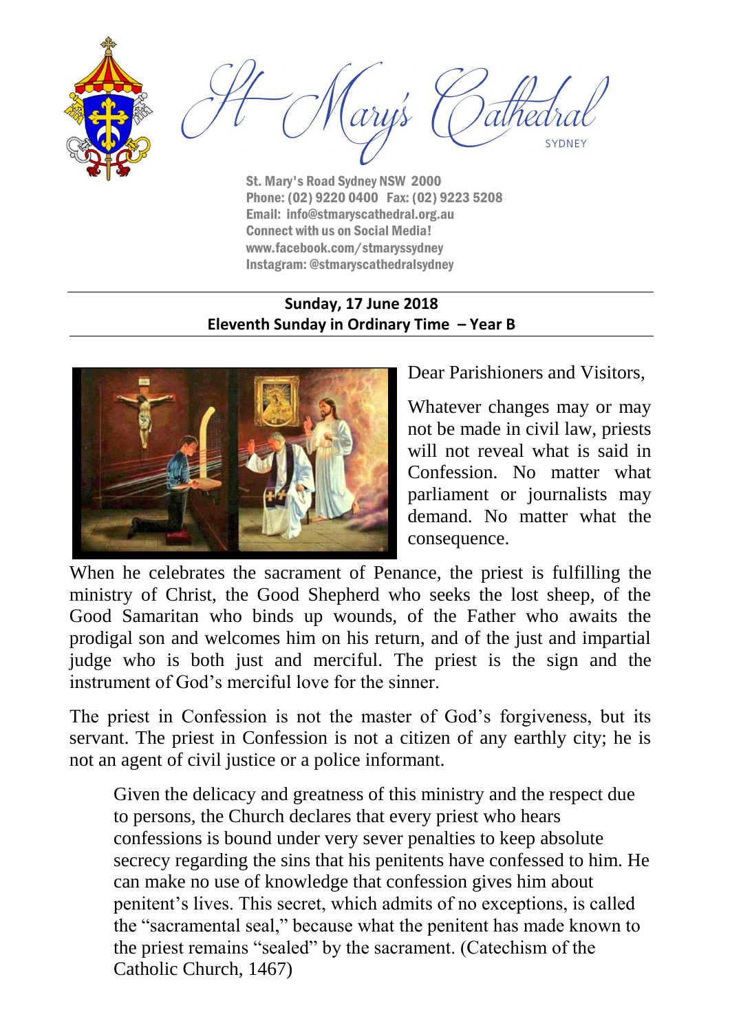# St Mary's Cathedral

SYDNEY

**St. Mary's Road Sydney NSW 2000**
**Phone: (02) 9220 0400 Fax: (02) 9223 5208**
**Email: info@stmaryscathedral.org.au**
**Connect with us on Social Media!**
**www.facebook.com/stmaryssydney**
**Instagram: @stmaryscathedralsydney**

**Sunday, 17 June 2018**
**Eleventh Sunday in Ordinary Time – Year B**

Dear Parishioners and Visitors,

Whatever changes may or may not be made in civil law, priests will not reveal what is said in Confession. No matter what parliament or journalists may demand. No matter what the consequence.

When he celebrates the sacrament of Penance, the priest is fulfilling the ministry of Christ, the Good Shepherd who seeks the lost sheep, of the Good Samaritan who binds up wounds, of the Father who awaits the prodigal son and welcomes him on his return, and of the just and impartial judge who is both just and merciful. The priest is the sign and the instrument of God's merciful love for the sinner.

The priest in Confession is not the master of God's forgiveness, but its servant. The priest in Confession is not a citizen of any earthly city; he is not an agent of civil justice or a police informant.

> Given the delicacy and greatness of this ministry and the respect due to persons, the Church declares that every priest who hears confessions is bound under very sever penalties to keep absolute secrecy regarding the sins that his penitents have confessed to him. He can make no use of knowledge that confession gives him about penitent's lives. This secret, which admits of no exceptions, is called the "sacramental seal," because what the penitent has made known to the priest remains "sealed" by the sacrament. (Catechism of the Catholic Church, 1467)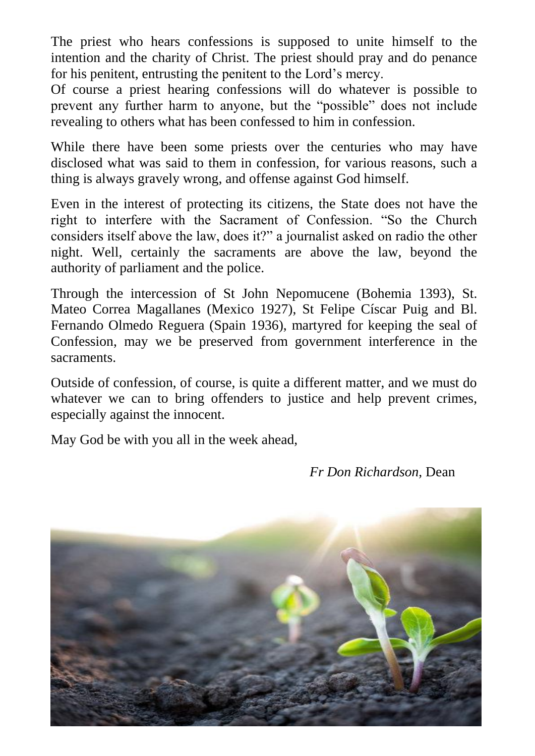The priest who hears confessions is supposed to unite himself to the intention and the charity of Christ. The priest should pray and do penance for his penitent, entrusting the penitent to the Lord's mercy.
Of course a priest hearing confessions will do whatever is possible to prevent any further harm to anyone, but the "possible" does not include revealing to others what has been confessed to him in confession.

While there have been some priests over the centuries who may have disclosed what was said to them in confession, for various reasons, such a thing is always gravely wrong, and offense against God himself.

Even in the interest of protecting its citizens, the State does not have the right to interfere with the Sacrament of Confession. "So the Church considers itself above the law, does it?" a journalist asked on radio the other night. Well, certainly the sacraments are above the law, beyond the authority of parliament and the police.

Through the intercession of St John Nepomucene (Bohemia 1393), St. Mateo Correa Magallanes (Mexico 1927), St Felipe Císcar Puig and Bl. Fernando Olmedo Reguera (Spain 1936), martyred for keeping the seal of Confession, may we be preserved from government interference in the sacraments.

Outside of confession, of course, is quite a different matter, and we must do whatever we can to bring offenders to justice and help prevent crimes, especially against the innocent.

May God be with you all in the week ahead,

*Fr Don Richardson,* Dean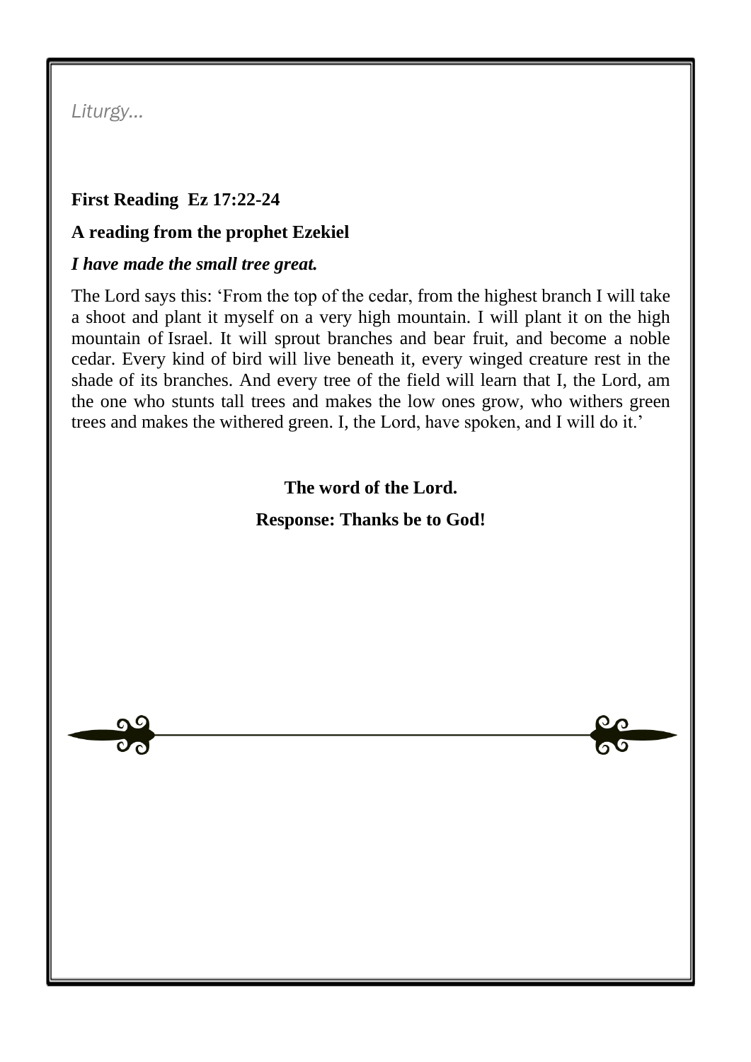*Liturgy…*

**First Reading Ez 17:22-24**

**A reading from the prophet Ezekiel**

***I have made the small tree great.***

The Lord says this: ‘From the top of the cedar, from the highest branch I will take a shoot and plant it myself on a very high mountain. I will plant it on the high mountain of Israel. It will sprout branches and bear fruit, and become a noble cedar. Every kind of bird will live beneath it, every winged creature rest in the shade of its branches. And every tree of the field will learn that I, the Lord, am the one who stunts tall trees and makes the low ones grow, who withers green trees and makes the withered green. I, the Lord, have spoken, and I will do it.’

**The word of the Lord.**

**Response: Thanks be to God!**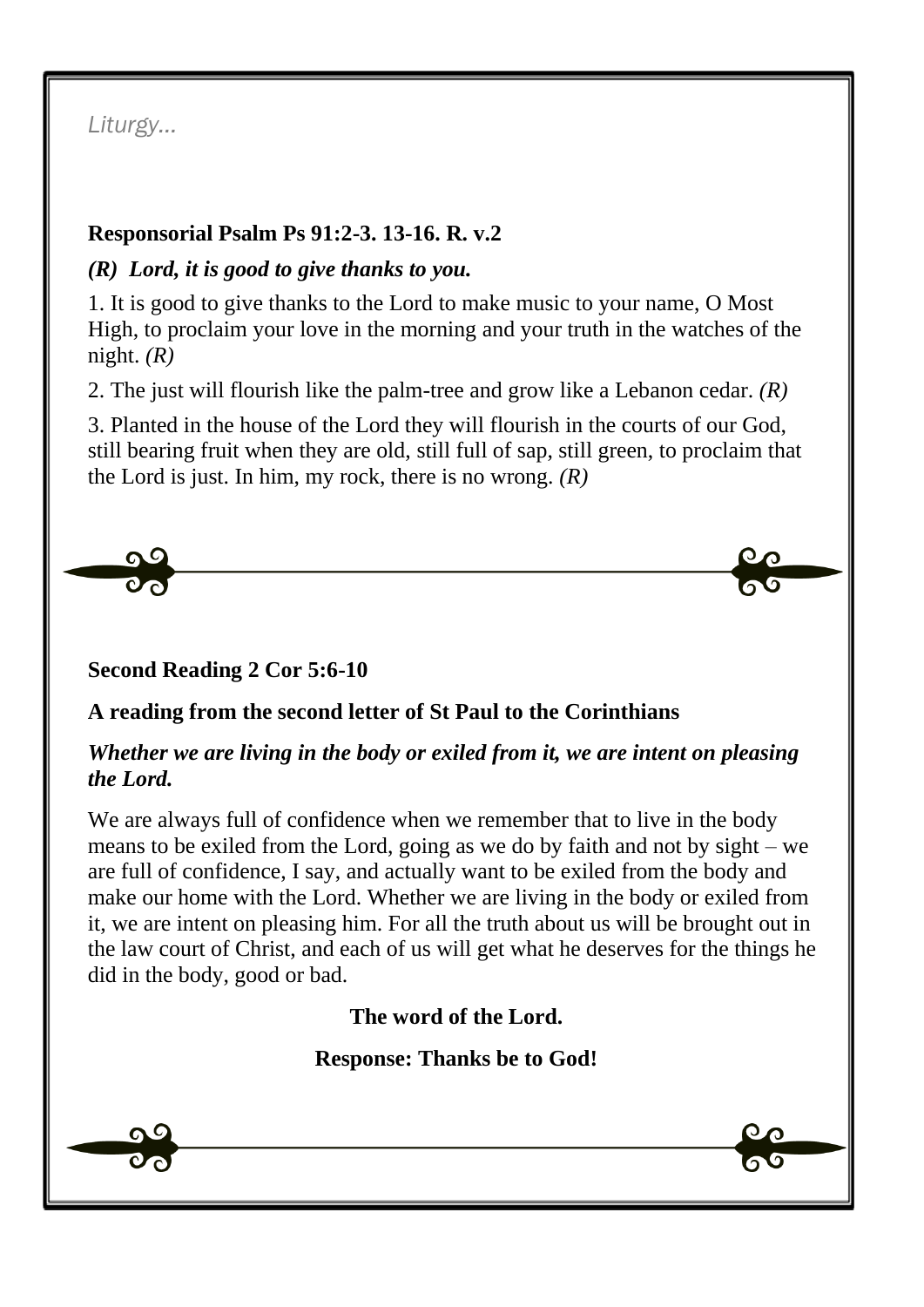*Liturgy…*

**Responsorial Psalm Ps 91:2-3. 13-16. R. v.2**

***(R) Lord, it is good to give thanks to you.***

1. It is good to give thanks to the Lord to make music to your name, O Most High, to proclaim your love in the morning and your truth in the watches of the night. *(R)*

2. The just will flourish like the palm-tree and grow like a Lebanon cedar. *(R)*

3. Planted in the house of the Lord they will flourish in the courts of our God, still bearing fruit when they are old, still full of sap, still green, to proclaim that the Lord is just. In him, my rock, there is no wrong. *(R)*

**Second Reading 2 Cor 5:6-10**

**A reading from the second letter of St Paul to the Corinthians**

***Whether we are living in the body or exiled from it, we are intent on pleasing the Lord.***

We are always full of confidence when we remember that to live in the body means to be exiled from the Lord, going as we do by faith and not by sight – we are full of confidence, I say, and actually want to be exiled from the body and make our home with the Lord. Whether we are living in the body or exiled from it, we are intent on pleasing him. For all the truth about us will be brought out in the law court of Christ, and each of us will get what he deserves for the things he did in the body, good or bad.

**The word of the Lord.**

**Response: Thanks be to God!**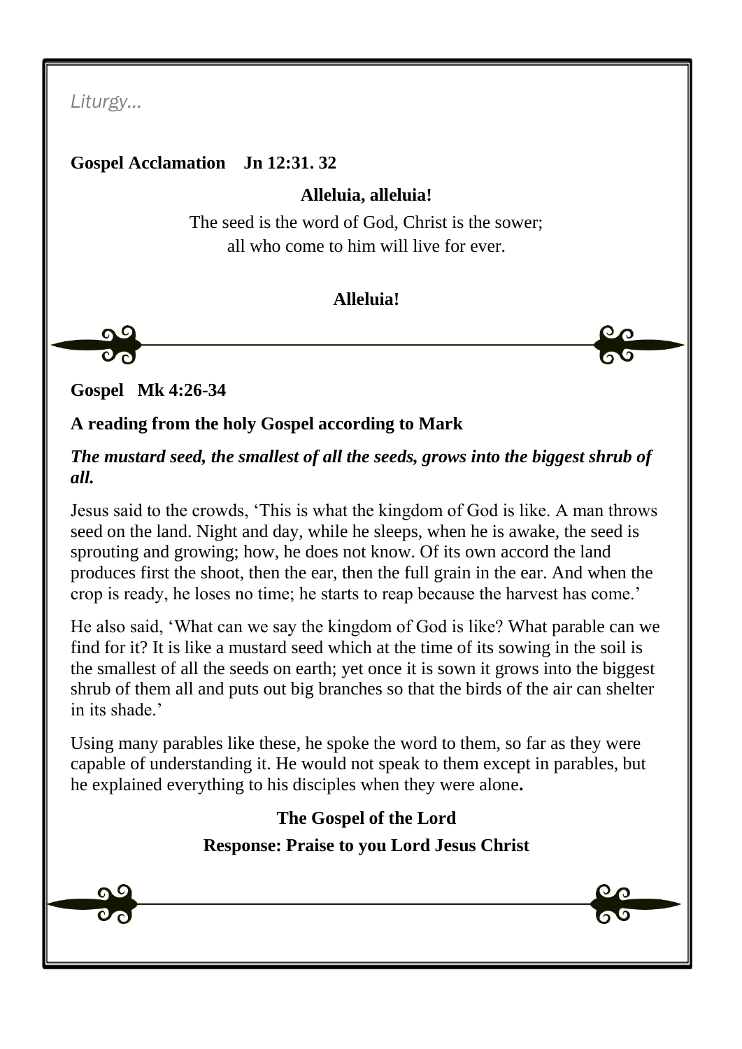*Liturgy…*

**Gospel Acclamation    Jn 12:31. 32**

**Alleluia, alleluia!**

The seed is the word of God, Christ is the sower;
all who come to him will live for ever.

**Alleluia!**

**Gospel   Mk 4:26-34**

**A reading from the holy Gospel according to Mark**

***The mustard seed, the smallest of all the seeds, grows into the biggest shrub of all.***

Jesus said to the crowds, 'This is what the kingdom of God is like. A man throws seed on the land. Night and day, while he sleeps, when he is awake, the seed is sprouting and growing; how, he does not know. Of its own accord the land produces first the shoot, then the ear, then the full grain in the ear. And when the crop is ready, he loses no time; he starts to reap because the harvest has come.'

He also said, 'What can we say the kingdom of God is like? What parable can we find for it? It is like a mustard seed which at the time of its sowing in the soil is the smallest of all the seeds on earth; yet once it is sown it grows into the biggest shrub of them all and puts out big branches so that the birds of the air can shelter in its shade.'

Using many parables like these, he spoke the word to them, so far as they were capable of understanding it. He would not speak to them except in parables, but he explained everything to his disciples when they were alone**.**

**The Gospel of the Lord**

**Response: Praise to you Lord Jesus Christ**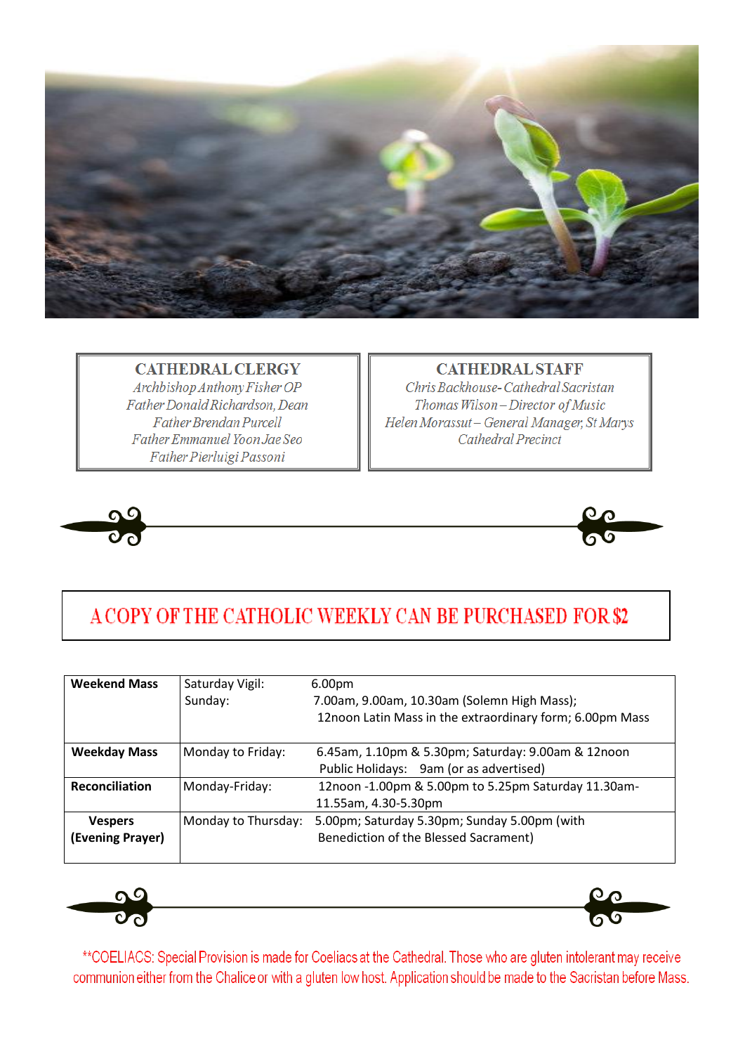### CATHEDRAL CLERGY

*Archbishop Anthony Fisher OP*
*Father Donald Richardson, Dean*
*Father Brendan Purcell*
*Father Emmanuel Yoon Jae Seo*
*Faiher Pierluigi Passoni*

### CATHEDRAL STAFF

*Chris Backhouse- Cathedral Sacristan*
*Thomas Wilson – Director of Music*
*Helen Morassut – General Manager, St Marys Cathedral Precinct*

## A COPY OF THE CATHOLIC WEEKLY CAN BE PURCHASED FOR $2

| | | |
|---|---|---|
| **Weekend Mass** | Saturday Vigil:<br>Sunday: | 6.00pm<br>7.00am, 9.00am, 10.30am (Solemn High Mass);<br>12noon Latin Mass in the extraordinary form; 6.00pm Mass |
| **Weekday Mass** | Monday to Friday: | 6.45am, 1.10pm & 5.30pm; Saturday: 9.00am & 12noon<br>Public Holidays: 9am (or as advertised) |
| **Reconciliation** | Monday-Friday: | 12noon -1.00pm & 5.00pm to 5.25pm Saturday 11.30am-11.55am, 4.30-5.30pm |
| **Vespers (Evening Prayer)** | Monday to Thursday: | 5.00pm; Saturday 5.30pm; Sunday 5.00pm (with Benediction of the Blessed Sacrament) |

**COELIACS: Special Provision is made for Coeliacs at the Cathedral. Those who are gluten intolerant may receive communion either from the Chalice or with a gluten low host. Application should be made to the Sacristan before Mass.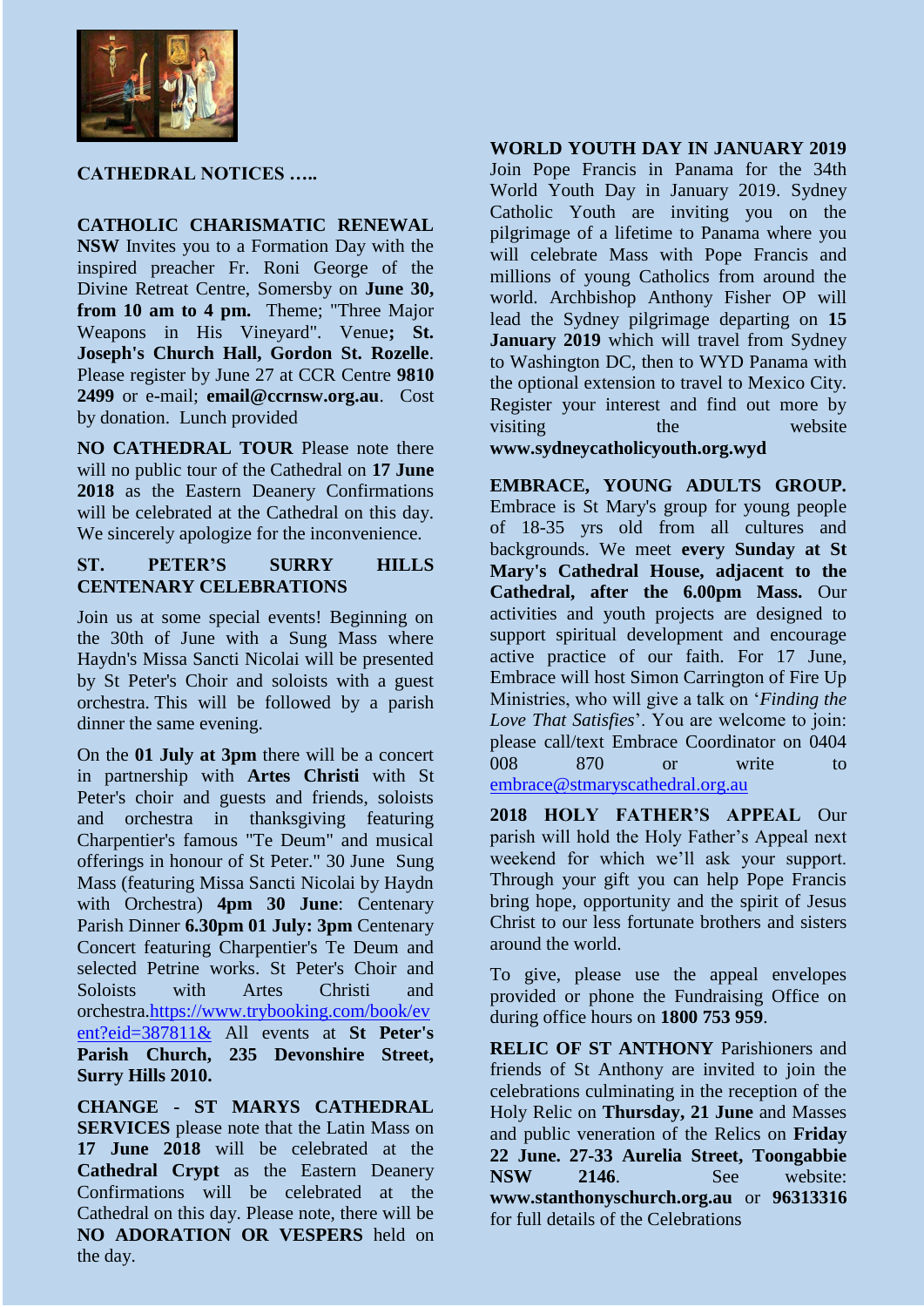## CATHEDRAL NOTICES …..

**CATHOLIC CHARISMATIC RENEWAL NSW** Invites you to a Formation Day with the inspired preacher Fr. Roni George of the Divine Retreat Centre, Somersby on **June 30, from 10 am to 4 pm.** Theme; "Three Major Weapons in His Vineyard". Venue**; St. Joseph's Church Hall, Gordon St. Rozelle**. Please register by June 27 at CCR Centre **9810 2499** or e-mail; **email@ccrnsw.org.au**. Cost by donation. Lunch provided

**NO CATHEDRAL TOUR** Please note there will no public tour of the Cathedral on **17 June 2018** as the Eastern Deanery Confirmations will be celebrated at the Cathedral on this day. We sincerely apologize for the inconvenience.

**ST. PETER'S SURRY HILLS CENTENARY CELEBRATIONS**

Join us at some special events! Beginning on the 30th of June with a Sung Mass where Haydn's Missa Sancti Nicolai will be presented by St Peter's Choir and soloists with a guest orchestra. This will be followed by a parish dinner the same evening.

On the **01 July at 3pm** there will be a concert in partnership with **Artes Christi** with St Peter's choir and guests and friends, soloists and orchestra in thanksgiving featuring Charpentier's famous "Te Deum" and musical offerings in honour of St Peter." 30 June Sung Mass (featuring Missa Sancti Nicolai by Haydn with Orchestra) **4pm 30 June**: Centenary Parish Dinner **6.30pm 01 July: 3pm** Centenary Concert featuring Charpentier's Te Deum and selected Petrine works. St Peter's Choir and Soloists with Artes Christi and orchestra.https://www.trybooking.com/book/event?eid=387811& All events at **St Peter's Parish Church, 235 Devonshire Street, Surry Hills 2010.**

**CHANGE - ST MARYS CATHEDRAL SERVICES** please note that the Latin Mass on **17 June 2018** will be celebrated at the **Cathedral Crypt** as the Eastern Deanery Confirmations will be celebrated at the Cathedral on this day. Please note, there will be **NO ADORATION OR VESPERS** held on the day.

**WORLD YOUTH DAY IN JANUARY 2019** Join Pope Francis in Panama for the 34th World Youth Day in January 2019. Sydney Catholic Youth are inviting you on the pilgrimage of a lifetime to Panama where you will celebrate Mass with Pope Francis and millions of young Catholics from around the world. Archbishop Anthony Fisher OP will lead the Sydney pilgrimage departing on **15 January 2019** which will travel from Sydney to Washington DC, then to WYD Panama with the optional extension to travel to Mexico City. Register your interest and find out more by visiting the website **www.sydneycatholicyouth.org.wyd**

**EMBRACE, YOUNG ADULTS GROUP.** Embrace is St Mary's group for young people of 18-35 yrs old from all cultures and backgrounds. We meet **every Sunday at St Mary's Cathedral House, adjacent to the Cathedral, after the 6.00pm Mass.** Our activities and youth projects are designed to support spiritual development and encourage active practice of our faith. For 17 June, Embrace will host Simon Carrington of Fire Up Ministries, who will give a talk on '*Finding the Love That Satisfies*'. You are welcome to join: please call/text Embrace Coordinator on 0404 008 870 or write to embrace@stmaryscathedral.org.au

**2018 HOLY FATHER'S APPEAL** Our parish will hold the Holy Father's Appeal next weekend for which we'll ask your support. Through your gift you can help Pope Francis bring hope, opportunity and the spirit of Jesus Christ to our less fortunate brothers and sisters around the world.

To give, please use the appeal envelopes provided or phone the Fundraising Office on during office hours on **1800 753 959**.

**RELIC OF ST ANTHONY** Parishioners and friends of St Anthony are invited to join the celebrations culminating in the reception of the Holy Relic on **Thursday, 21 June** and Masses and public veneration of the Relics on **Friday 22 June. 27-33 Aurelia Street, Toongabbie NSW 2146**. See website: **www.stanthonyschurch.org.au** or **96313316** for full details of the Celebrations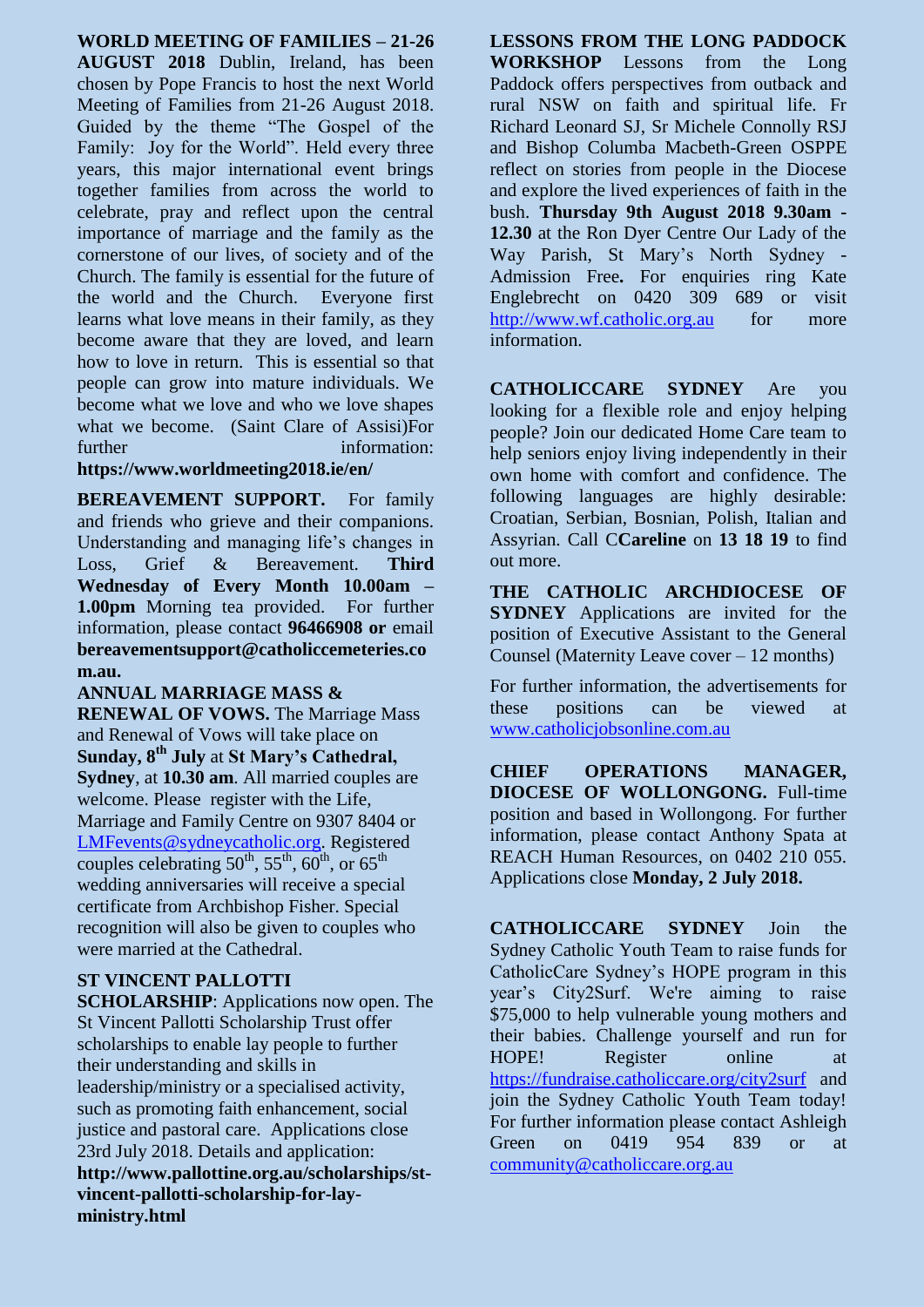**WORLD MEETING OF FAMILIES – 21-26 AUGUST 2018** Dublin, Ireland, has been chosen by Pope Francis to host the next World Meeting of Families from 21-26 August 2018. Guided by the theme "The Gospel of the Family: Joy for the World". Held every three years, this major international event brings together families from across the world to celebrate, pray and reflect upon the central importance of marriage and the family as the cornerstone of our lives, of society and of the Church. The family is essential for the future of the world and the Church. Everyone first learns what love means in their family, as they become aware that they are loved, and learn how to love in return. This is essential so that people can grow into mature individuals. We become what we love and who we love shapes what we become. (Saint Clare of Assisi)For further information: **https://www.worldmeeting2018.ie/en/**

**BEREAVEMENT SUPPORT.** For family and friends who grieve and their companions. Understanding and managing life's changes in Loss, Grief & Bereavement. **Third Wednesday of Every Month 10.00am – 1.00pm** Morning tea provided. For further information, please contact **96466908 or** email **bereavementsupport@catholiccemeteries.com.au.**

**ANNUAL MARRIAGE MASS & RENEWAL OF VOWS.** The Marriage Mass and Renewal of Vows will take place on **Sunday, 8th July** at **St Mary's Cathedral, Sydney**, at **10.30 am**. All married couples are welcome. Please register with the Life, Marriage and Family Centre on 9307 8404 or LMFevents@sydneycatholic.org. Registered couples celebrating 50th, 55th, 60th, or 65th wedding anniversaries will receive a special certificate from Archbishop Fisher. Special recognition will also be given to couples who were married at the Cathedral.

**ST VINCENT PALLOTTI SCHOLARSHIP**: Applications now open. The St Vincent Pallotti Scholarship Trust offer scholarships to enable lay people to further their understanding and skills in leadership/ministry or a specialised activity, such as promoting faith enhancement, social justice and pastoral care. Applications close 23rd July 2018. Details and application: **http://www.pallottine.org.au/scholarships/st-vincent-pallotti-scholarship-for-lay-ministry.html**

**LESSONS FROM THE LONG PADDOCK WORKSHOP** Lessons from the Long Paddock offers perspectives from outback and rural NSW on faith and spiritual life. Fr Richard Leonard SJ, Sr Michele Connolly RSJ and Bishop Columba Macbeth-Green OSPPE reflect on stories from people in the Diocese and explore the lived experiences of faith in the bush. **Thursday 9th August 2018 9.30am - 12.30** at the Ron Dyer Centre Our Lady of the Way Parish, St Mary's North Sydney - Admission Free**.** For enquiries ring Kate Englebrecht on 0420 309 689 or visit http://www.wf.catholic.org.au for more information.

**CATHOLICCARE SYDNEY** Are you looking for a flexible role and enjoy helping people? Join our dedicated Home Care team to help seniors enjoy living independently in their own home with comfort and confidence. The following languages are highly desirable: Croatian, Serbian, Bosnian, Polish, Italian and Assyrian. Call C**Careline** on **13 18 19** to find out more.

**THE CATHOLIC ARCHDIOCESE OF SYDNEY** Applications are invited for the position of Executive Assistant to the General Counsel (Maternity Leave cover – 12 months)

For further information, the advertisements for these positions can be viewed at www.catholicjobsonline.com.au

**CHIEF OPERATIONS MANAGER, DIOCESE OF WOLLONGONG.** Full-time position and based in Wollongong. For further information, please contact Anthony Spata at REACH Human Resources, on 0402 210 055. Applications close **Monday, 2 July 2018.**

**CATHOLICCARE SYDNEY** Join the Sydney Catholic Youth Team to raise funds for CatholicCare Sydney's HOPE program in this year's City2Surf. We're aiming to raise $75,000 to help vulnerable young mothers and their babies. Challenge yourself and run for HOPE! Register online at https://fundraise.catholiccare.org/city2surf and join the Sydney Catholic Youth Team today! For further information please contact Ashleigh Green on 0419 954 839 or at community@catholiccare.org.au